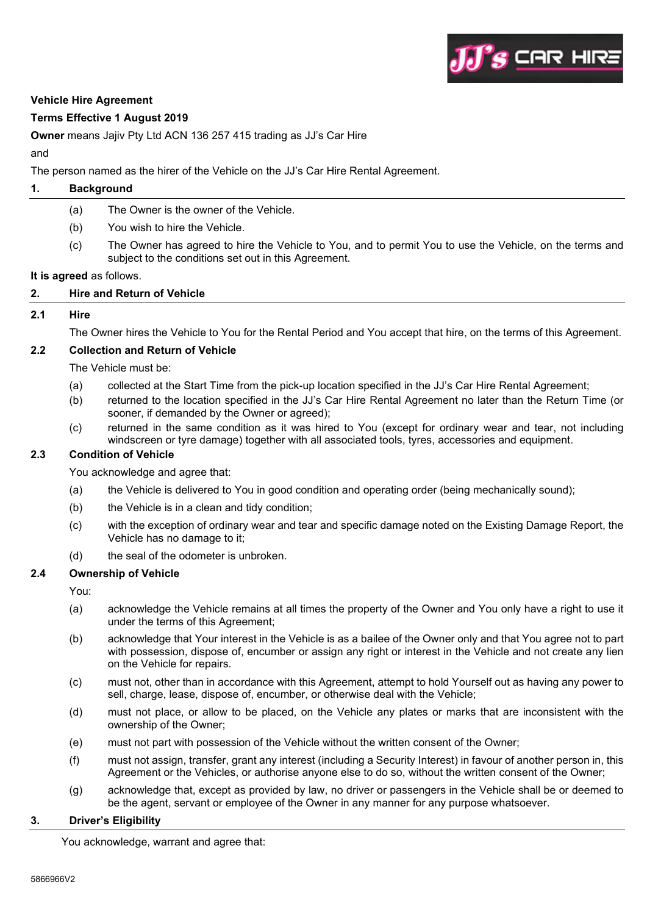**Vehicle Hire Agreement**

**Terms Effective 1 August 2019**

**Owner** means Jajiv Pty Ltd ACN 136 257 415 trading as JJ's Car Hire

and

The person named as the hirer of the Vehicle on the JJ's Car Hire Rental Agreement.

## 1. Background

(a) The Owner is the owner of the Vehicle.

(b) You wish to hire the Vehicle.

(c) The Owner has agreed to hire the Vehicle to You, and to permit You to use the Vehicle, on the terms and subject to the conditions set out in this Agreement.

**It is agreed** as follows.

## 2. Hire and Return of Vehicle

### 2.1 Hire

The Owner hires the Vehicle to You for the Rental Period and You accept that hire, on the terms of this Agreement.

### 2.2 Collection and Return of Vehicle

The Vehicle must be:

(a) collected at the Start Time from the pick-up location specified in the JJ's Car Hire Rental Agreement;

(b) returned to the location specified in the JJ's Car Hire Rental Agreement no later than the Return Time (or sooner, if demanded by the Owner or agreed);

(c) returned in the same condition as it was hired to You (except for ordinary wear and tear, not including windscreen or tyre damage) together with all associated tools, tyres, accessories and equipment.

### 2.3 Condition of Vehicle

You acknowledge and agree that:

(a) the Vehicle is delivered to You in good condition and operating order (being mechanically sound);

(b) the Vehicle is in a clean and tidy condition;

(c) with the exception of ordinary wear and tear and specific damage noted on the Existing Damage Report, the Vehicle has no damage to it;

(d) the seal of the odometer is unbroken.

### 2.4 Ownership of Vehicle

You:

(a) acknowledge the Vehicle remains at all times the property of the Owner and You only have a right to use it under the terms of this Agreement;

(b) acknowledge that Your interest in the Vehicle is as a bailee of the Owner only and that You agree not to part with possession, dispose of, encumber or assign any right or interest in the Vehicle and not create any lien on the Vehicle for repairs.

(c) must not, other than in accordance with this Agreement, attempt to hold Yourself out as having any power to sell, charge, lease, dispose of, encumber, or otherwise deal with the Vehicle;

(d) must not place, or allow to be placed, on the Vehicle any plates or marks that are inconsistent with the ownership of the Owner;

(e) must not part with possession of the Vehicle without the written consent of the Owner;

(f) must not assign, transfer, grant any interest (including a Security Interest) in favour of another person in, this Agreement or the Vehicles, or authorise anyone else to do so, without the written consent of the Owner;

(g) acknowledge that, except as provided by law, no driver or passengers in the Vehicle shall be or deemed to be the agent, servant or employee of the Owner in any manner for any purpose whatsoever.

## 3. Driver's Eligibility

You acknowledge, warrant and agree that: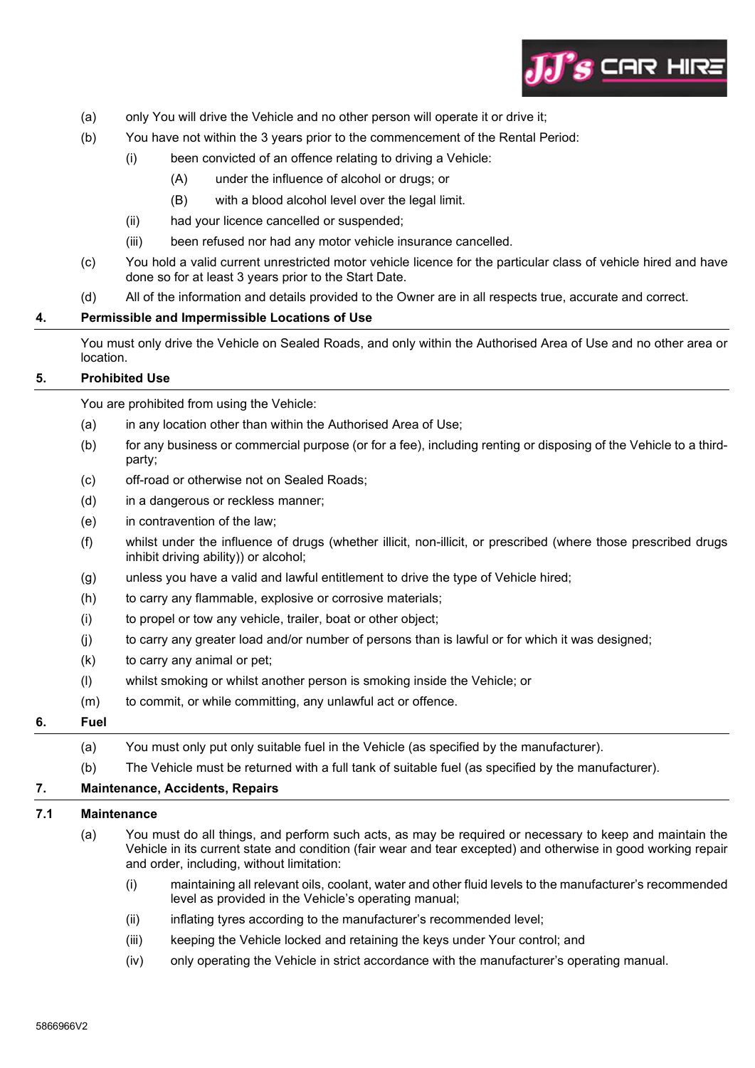(a) only You will drive the Vehicle and no other person will operate it or drive it;

(b) You have not within the 3 years prior to the commencement of the Rental Period:

  (i) been convicted of an offence relating to driving a Vehicle:

    (A) under the influence of alcohol or drugs; or

    (B) with a blood alcohol level over the legal limit.

  (ii) had your licence cancelled or suspended;

  (iii) been refused nor had any motor vehicle insurance cancelled.

(c) You hold a valid current unrestricted motor vehicle licence for the particular class of vehicle hired and have done so for at least 3 years prior to the Start Date.

(d) All of the information and details provided to the Owner are in all respects true, accurate and correct.

## 4. Permissible and Impermissible Locations of Use

You must only drive the Vehicle on Sealed Roads, and only within the Authorised Area of Use and no other area or location.

## 5. Prohibited Use

You are prohibited from using the Vehicle:

(a) in any location other than within the Authorised Area of Use;

(b) for any business or commercial purpose (or for a fee), including renting or disposing of the Vehicle to a third-party;

(c) off-road or otherwise not on Sealed Roads;

(d) in a dangerous or reckless manner;

(e) in contravention of the law;

(f) whilst under the influence of drugs (whether illicit, non-illicit, or prescribed (where those prescribed drugs inhibit driving ability)) or alcohol;

(g) unless you have a valid and lawful entitlement to drive the type of Vehicle hired;

(h) to carry any flammable, explosive or corrosive materials;

(i) to propel or tow any vehicle, trailer, boat or other object;

(j) to carry any greater load and/or number of persons than is lawful or for which it was designed;

(k) to carry any animal or pet;

(l) whilst smoking or whilst another person is smoking inside the Vehicle; or

(m) to commit, or while committing, any unlawful act or offence.

## 6. Fuel

(a) You must only put only suitable fuel in the Vehicle (as specified by the manufacturer).

(b) The Vehicle must be returned with a full tank of suitable fuel (as specified by the manufacturer).

## 7. Maintenance, Accidents, Repairs

### 7.1 Maintenance

(a) You must do all things, and perform such acts, as may be required or necessary to keep and maintain the Vehicle in its current state and condition (fair wear and tear excepted) and otherwise in good working repair and order, including, without limitation:

  (i) maintaining all relevant oils, coolant, water and other fluid levels to the manufacturer's recommended level as provided in the Vehicle's operating manual;

  (ii) inflating tyres according to the manufacturer's recommended level;

  (iii) keeping the Vehicle locked and retaining the keys under Your control; and

  (iv) only operating the Vehicle in strict accordance with the manufacturer's operating manual.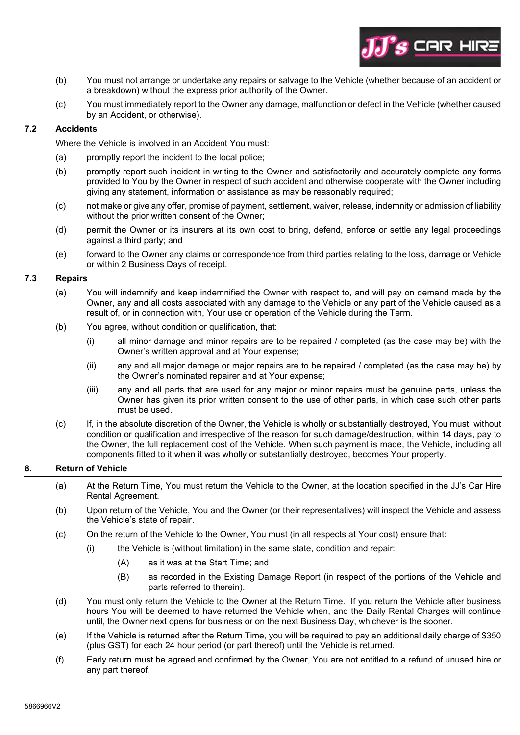(b) You must not arrange or undertake any repairs or salvage to the Vehicle (whether because of an accident or a breakdown) without the express prior authority of the Owner.

(c) You must immediately report to the Owner any damage, malfunction or defect in the Vehicle (whether caused by an Accident, or otherwise).

### 7.2 Accidents

Where the Vehicle is involved in an Accident You must:

(a) promptly report the incident to the local police;

(b) promptly report such incident in writing to the Owner and satisfactorily and accurately complete any forms provided to You by the Owner in respect of such accident and otherwise cooperate with the Owner including giving any statement, information or assistance as may be reasonably required;

(c) not make or give any offer, promise of payment, settlement, waiver, release, indemnity or admission of liability without the prior written consent of the Owner;

(d) permit the Owner or its insurers at its own cost to bring, defend, enforce or settle any legal proceedings against a third party; and

(e) forward to the Owner any claims or correspondence from third parties relating to the loss, damage or Vehicle or within 2 Business Days of receipt.

### 7.3 Repairs

(a) You will indemnify and keep indemnified the Owner with respect to, and will pay on demand made by the Owner, any and all costs associated with any damage to the Vehicle or any part of the Vehicle caused as a result of, or in connection with, Your use or operation of the Vehicle during the Term.

(b) You agree, without condition or qualification, that:

(i) all minor damage and minor repairs are to be repaired / completed (as the case may be) with the Owner's written approval and at Your expense;

(ii) any and all major damage or major repairs are to be repaired / completed (as the case may be) by the Owner's nominated repairer and at Your expense;

(iii) any and all parts that are used for any major or minor repairs must be genuine parts, unless the Owner has given its prior written consent to the use of other parts, in which case such other parts must be used.

(c) If, in the absolute discretion of the Owner, the Vehicle is wholly or substantially destroyed, You must, without condition or qualification and irrespective of the reason for such damage/destruction, within 14 days, pay to the Owner, the full replacement cost of the Vehicle. When such payment is made, the Vehicle, including all components fitted to it when it was wholly or substantially destroyed, becomes Your property.

## 8. Return of Vehicle

(a) At the Return Time, You must return the Vehicle to the Owner, at the location specified in the JJ's Car Hire Rental Agreement.

(b) Upon return of the Vehicle, You and the Owner (or their representatives) will inspect the Vehicle and assess the Vehicle's state of repair.

(c) On the return of the Vehicle to the Owner, You must (in all respects at Your cost) ensure that:

(i) the Vehicle is (without limitation) in the same state, condition and repair:

(A) as it was at the Start Time; and

(B) as recorded in the Existing Damage Report (in respect of the portions of the Vehicle and parts referred to therein).

(d) You must only return the Vehicle to the Owner at the Return Time. If you return the Vehicle after business hours You will be deemed to have returned the Vehicle when, and the Daily Rental Charges will continue until, the Owner next opens for business or on the next Business Day, whichever is the sooner.

(e) If the Vehicle is returned after the Return Time, you will be required to pay an additional daily charge of $350 (plus GST) for each 24 hour period (or part thereof) until the Vehicle is returned.

(f) Early return must be agreed and confirmed by the Owner, You are not entitled to a refund of unused hire or any part thereof.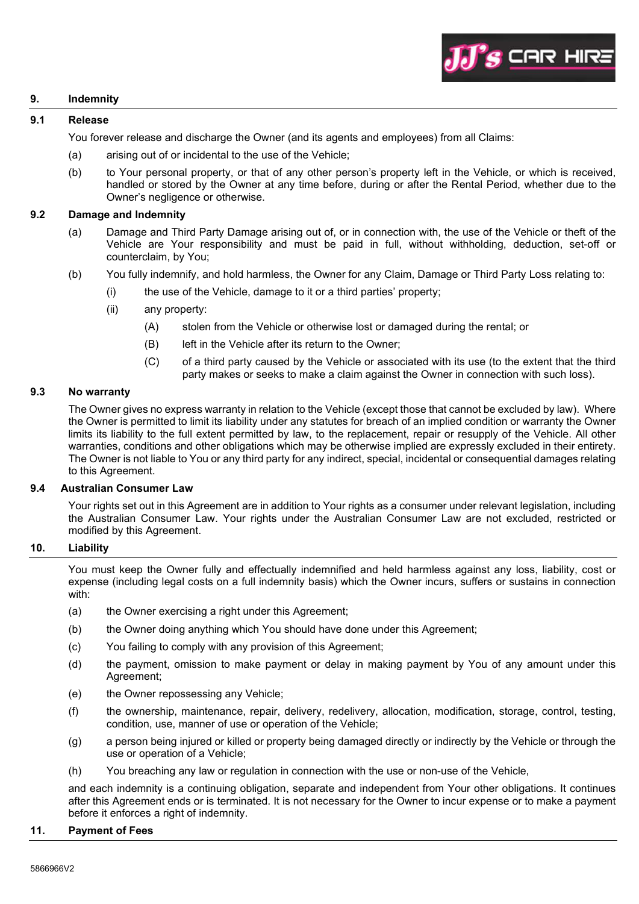## 9. Indemnity

### 9.1 Release

You forever release and discharge the Owner (and its agents and employees) from all Claims:

(a) arising out of or incidental to the use of the Vehicle;

(b) to Your personal property, or that of any other person's property left in the Vehicle, or which is received, handled or stored by the Owner at any time before, during or after the Rental Period, whether due to the Owner's negligence or otherwise.

### 9.2 Damage and Indemnity

(a) Damage and Third Party Damage arising out of, or in connection with, the use of the Vehicle or theft of the Vehicle are Your responsibility and must be paid in full, without withholding, deduction, set-off or counterclaim, by You;

(b) You fully indemnify, and hold harmless, the Owner for any Claim, Damage or Third Party Loss relating to:

   (i) the use of the Vehicle, damage to it or a third parties' property;

   (ii) any property:

      (A) stolen from the Vehicle or otherwise lost or damaged during the rental; or

      (B) left in the Vehicle after its return to the Owner;

      (C) of a third party caused by the Vehicle or associated with its use (to the extent that the third party makes or seeks to make a claim against the Owner in connection with such loss).

### 9.3 No warranty

The Owner gives no express warranty in relation to the Vehicle (except those that cannot be excluded by law). Where the Owner is permitted to limit its liability under any statutes for breach of an implied condition or warranty the Owner limits its liability to the full extent permitted by law, to the replacement, repair or resupply of the Vehicle. All other warranties, conditions and other obligations which may be otherwise implied are expressly excluded in their entirety. The Owner is not liable to You or any third party for any indirect, special, incidental or consequential damages relating to this Agreement.

### 9.4 Australian Consumer Law

Your rights set out in this Agreement are in addition to Your rights as a consumer under relevant legislation, including the Australian Consumer Law. Your rights under the Australian Consumer Law are not excluded, restricted or modified by this Agreement.

## 10. Liability

You must keep the Owner fully and effectually indemnified and held harmless against any loss, liability, cost or expense (including legal costs on a full indemnity basis) which the Owner incurs, suffers or sustains in connection with:

(a) the Owner exercising a right under this Agreement;

(b) the Owner doing anything which You should have done under this Agreement;

(c) You failing to comply with any provision of this Agreement;

(d) the payment, omission to make payment or delay in making payment by You of any amount under this Agreement;

(e) the Owner repossessing any Vehicle;

(f) the ownership, maintenance, repair, delivery, redelivery, allocation, modification, storage, control, testing, condition, use, manner of use or operation of the Vehicle;

(g) a person being injured or killed or property being damaged directly or indirectly by the Vehicle or through the use or operation of a Vehicle;

(h) You breaching any law or regulation in connection with the use or non-use of the Vehicle,

and each indemnity is a continuing obligation, separate and independent from Your other obligations. It continues after this Agreement ends or is terminated. It is not necessary for the Owner to incur expense or to make a payment before it enforces a right of indemnity.

## 11. Payment of Fees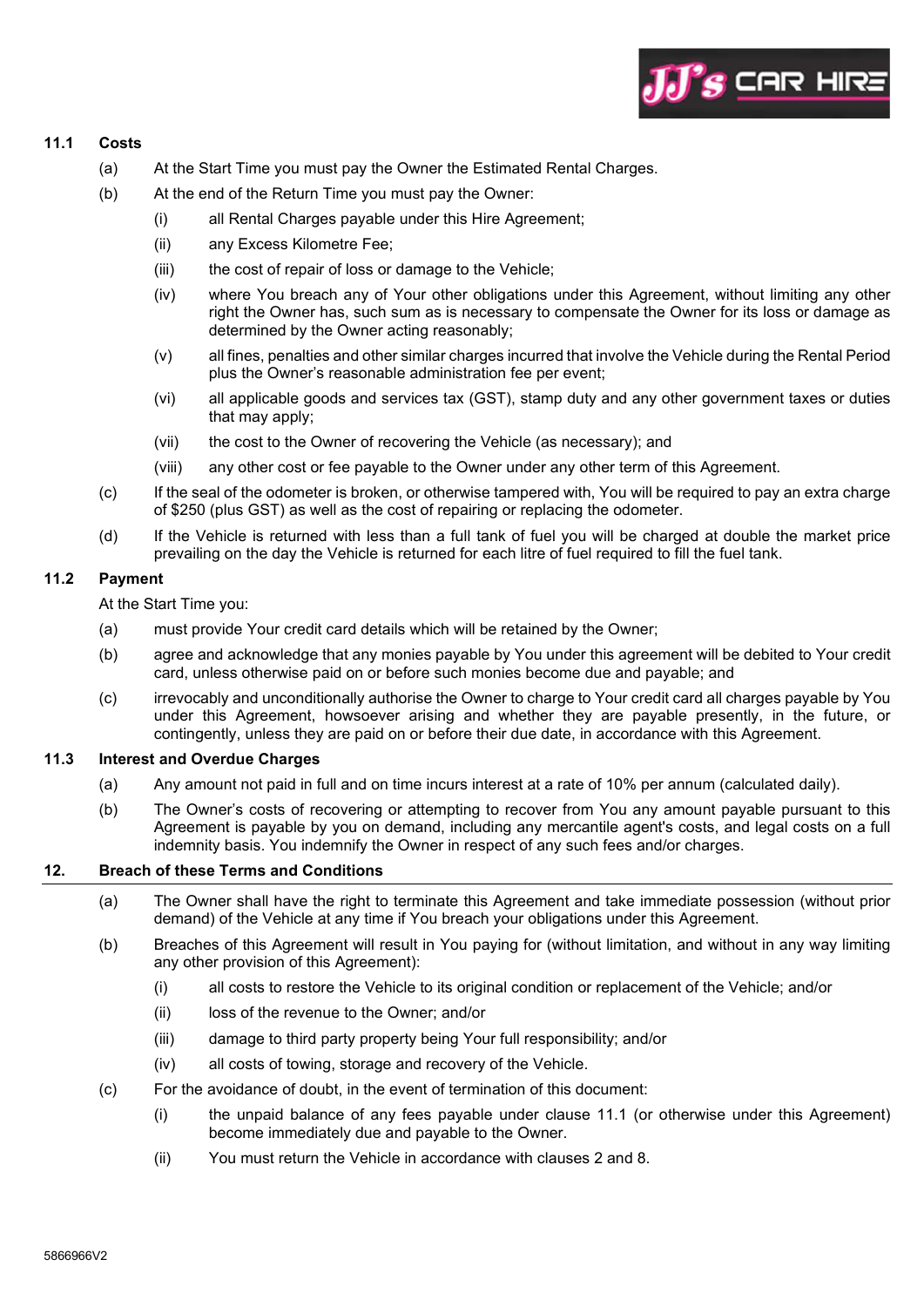### 11.1 Costs

(a) At the Start Time you must pay the Owner the Estimated Rental Charges.

(b) At the end of the Return Time you must pay the Owner:

   (i) all Rental Charges payable under this Hire Agreement;

   (ii) any Excess Kilometre Fee;

   (iii) the cost of repair of loss or damage to the Vehicle;

   (iv) where You breach any of Your other obligations under this Agreement, without limiting any other right the Owner has, such sum as is necessary to compensate the Owner for its loss or damage as determined by the Owner acting reasonably;

   (v) all fines, penalties and other similar charges incurred that involve the Vehicle during the Rental Period plus the Owner's reasonable administration fee per event;

   (vi) all applicable goods and services tax (GST), stamp duty and any other government taxes or duties that may apply;

   (vii) the cost to the Owner of recovering the Vehicle (as necessary); and

   (viii) any other cost or fee payable to the Owner under any other term of this Agreement.

(c) If the seal of the odometer is broken, or otherwise tampered with, You will be required to pay an extra charge of $250 (plus GST) as well as the cost of repairing or replacing the odometer.

(d) If the Vehicle is returned with less than a full tank of fuel you will be charged at double the market price prevailing on the day the Vehicle is returned for each litre of fuel required to fill the fuel tank.

### 11.2 Payment

At the Start Time you:

(a) must provide Your credit card details which will be retained by the Owner;

(b) agree and acknowledge that any monies payable by You under this agreement will be debited to Your credit card, unless otherwise paid on or before such monies become due and payable; and

(c) irrevocably and unconditionally authorise the Owner to charge to Your credit card all charges payable by You under this Agreement, howsoever arising and whether they are payable presently, in the future, or contingently, unless they are paid on or before their due date, in accordance with this Agreement.

### 11.3 Interest and Overdue Charges

(a) Any amount not paid in full and on time incurs interest at a rate of 10% per annum (calculated daily).

(b) The Owner's costs of recovering or attempting to recover from You any amount payable pursuant to this Agreement is payable by you on demand, including any mercantile agent's costs, and legal costs on a full indemnity basis. You indemnify the Owner in respect of any such fees and/or charges.

## 12. Breach of these Terms and Conditions

(a) The Owner shall have the right to terminate this Agreement and take immediate possession (without prior demand) of the Vehicle at any time if You breach your obligations under this Agreement.

(b) Breaches of this Agreement will result in You paying for (without limitation, and without in any way limiting any other provision of this Agreement):

   (i) all costs to restore the Vehicle to its original condition or replacement of the Vehicle; and/or

   (ii) loss of the revenue to the Owner; and/or

   (iii) damage to third party property being Your full responsibility; and/or

   (iv) all costs of towing, storage and recovery of the Vehicle.

(c) For the avoidance of doubt, in the event of termination of this document:

   (i) the unpaid balance of any fees payable under clause 11.1 (or otherwise under this Agreement) become immediately due and payable to the Owner.

   (ii) You must return the Vehicle in accordance with clauses 2 and 8.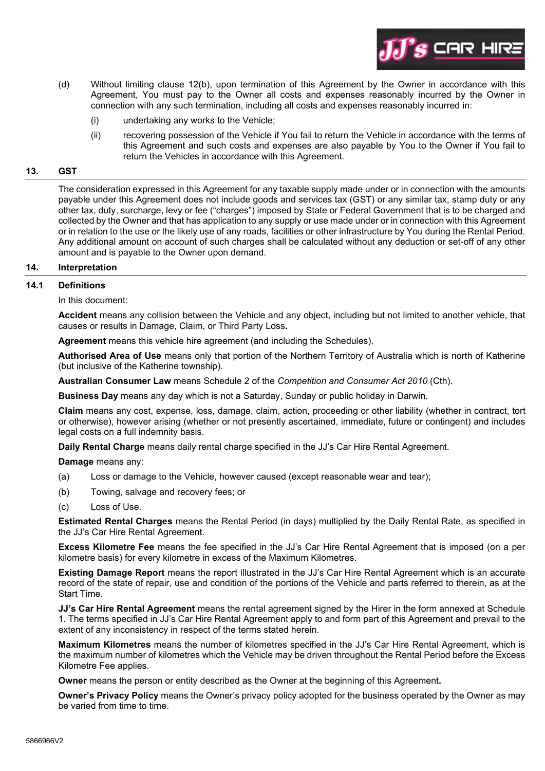(d) Without limiting clause 12(b), upon termination of this Agreement by the Owner in accordance with this Agreement, You must pay to the Owner all costs and expenses reasonably incurred by the Owner in connection with any such termination, including all costs and expenses reasonably incurred in:

   (i) undertaking any works to the Vehicle;

   (ii) recovering possession of the Vehicle if You fail to return the Vehicle in accordance with the terms of this Agreement and such costs and expenses are also payable by You to the Owner if You fail to return the Vehicles in accordance with this Agreement.

## 13. GST

The consideration expressed in this Agreement for any taxable supply made under or in connection with the amounts payable under this Agreement does not include goods and services tax (GST) or any similar tax, stamp duty or any other tax, duty, surcharge, levy or fee ("charges") imposed by State or Federal Government that is to be charged and collected by the Owner and that has application to any supply or use made under or in connection with this Agreement or in relation to the use or the likely use of any roads, facilities or other infrastructure by You during the Rental Period. Any additional amount on account of such charges shall be calculated without any deduction or set-off of any other amount and is payable to the Owner upon demand.

## 14. Interpretation

### 14.1 Definitions

In this document:

**Accident** means any collision between the Vehicle and any object, including but not limited to another vehicle, that causes or results in Damage, Claim, or Third Party Loss**.**

**Agreement** means this vehicle hire agreement (and including the Schedules).

**Authorised Area of Use** means only that portion of the Northern Territory of Australia which is north of Katherine (but inclusive of the Katherine township).

**Australian Consumer Law** means Schedule 2 of the *Competition and Consumer Act 2010* (Cth).

**Business Day** means any day which is not a Saturday, Sunday or public holiday in Darwin.

**Claim** means any cost, expense, loss, damage, claim, action, proceeding or other liability (whether in contract, tort or otherwise), however arising (whether or not presently ascertained, immediate, future or contingent) and includes legal costs on a full indemnity basis.

**Daily Rental Charge** means daily rental charge specified in the JJ's Car Hire Rental Agreement.

**Damage** means any:

(a) Loss or damage to the Vehicle, however caused (except reasonable wear and tear);

(b) Towing, salvage and recovery fees; or

(c) Loss of Use.

**Estimated Rental Charges** means the Rental Period (in days) multiplied by the Daily Rental Rate, as specified in the JJ's Car Hire Rental Agreement.

**Excess Kilometre Fee** means the fee specified in the JJ's Car Hire Rental Agreement that is imposed (on a per kilometre basis) for every kilometre in excess of the Maximum Kilometres.

**Existing Damage Report** means the report illustrated in the JJ's Car Hire Rental Agreement which is an accurate record of the state of repair, use and condition of the portions of the Vehicle and parts referred to therein, as at the Start Time.

**JJ's Car Hire Rental Agreement** means the rental agreement signed by the Hirer in the form annexed at Schedule 1. The terms specified in JJ's Car Hire Rental Agreement apply to and form part of this Agreement and prevail to the extent of any inconsistency in respect of the terms stated herein.

**Maximum Kilometres** means the number of kilometres specified in the JJ's Car Hire Rental Agreement, which is the maximum number of kilometres which the Vehicle may be driven throughout the Rental Period before the Excess Kilometre Fee applies.

**Owner** means the person or entity described as the Owner at the beginning of this Agreement**.**

**Owner's Privacy Policy** means the Owner's privacy policy adopted for the business operated by the Owner as may be varied from time to time.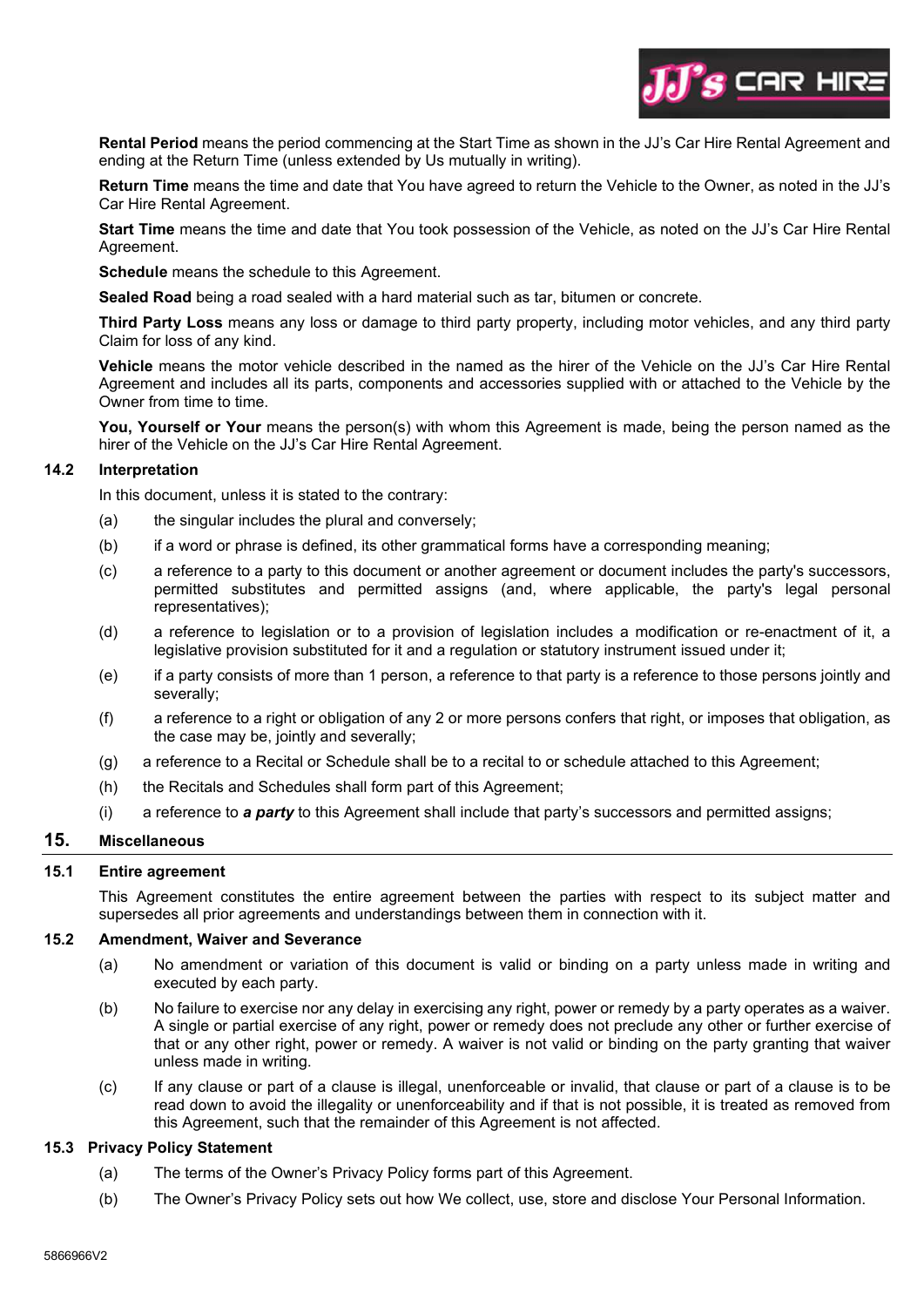**Rental Period** means the period commencing at the Start Time as shown in the JJ's Car Hire Rental Agreement and ending at the Return Time (unless extended by Us mutually in writing).

**Return Time** means the time and date that You have agreed to return the Vehicle to the Owner, as noted in the JJ's Car Hire Rental Agreement.

**Start Time** means the time and date that You took possession of the Vehicle, as noted on the JJ's Car Hire Rental Agreement.

**Schedule** means the schedule to this Agreement.

**Sealed Road** being a road sealed with a hard material such as tar, bitumen or concrete.

**Third Party Loss** means any loss or damage to third party property, including motor vehicles, and any third party Claim for loss of any kind.

**Vehicle** means the motor vehicle described in the named as the hirer of the Vehicle on the JJ's Car Hire Rental Agreement and includes all its parts, components and accessories supplied with or attached to the Vehicle by the Owner from time to time.

**You, Yourself or Your** means the person(s) with whom this Agreement is made, being the person named as the hirer of the Vehicle on the JJ's Car Hire Rental Agreement.

### 14.2 Interpretation

In this document, unless it is stated to the contrary:

(a) the singular includes the plural and conversely;

(b) if a word or phrase is defined, its other grammatical forms have a corresponding meaning;

(c) a reference to a party to this document or another agreement or document includes the party's successors, permitted substitutes and permitted assigns (and, where applicable, the party's legal personal representatives);

(d) a reference to legislation or to a provision of legislation includes a modification or re-enactment of it, a legislative provision substituted for it and a regulation or statutory instrument issued under it;

(e) if a party consists of more than 1 person, a reference to that party is a reference to those persons jointly and severally;

(f) a reference to a right or obligation of any 2 or more persons confers that right, or imposes that obligation, as the case may be, jointly and severally;

(g) a reference to a Recital or Schedule shall be to a recital to or schedule attached to this Agreement;

(h) the Recitals and Schedules shall form part of this Agreement;

(i) a reference to ***a party*** to this Agreement shall include that party's successors and permitted assigns;

## 15. Miscellaneous

### 15.1 Entire agreement

This Agreement constitutes the entire agreement between the parties with respect to its subject matter and supersedes all prior agreements and understandings between them in connection with it.

### 15.2 Amendment, Waiver and Severance

(a) No amendment or variation of this document is valid or binding on a party unless made in writing and executed by each party.

(b) No failure to exercise nor any delay in exercising any right, power or remedy by a party operates as a waiver. A single or partial exercise of any right, power or remedy does not preclude any other or further exercise of that or any other right, power or remedy. A waiver is not valid or binding on the party granting that waiver unless made in writing.

(c) If any clause or part of a clause is illegal, unenforceable or invalid, that clause or part of a clause is to be read down to avoid the illegality or unenforceability and if that is not possible, it is treated as removed from this Agreement, such that the remainder of this Agreement is not affected.

### 15.3 Privacy Policy Statement

(a) The terms of the Owner's Privacy Policy forms part of this Agreement.

(b) The Owner's Privacy Policy sets out how We collect, use, store and disclose Your Personal Information.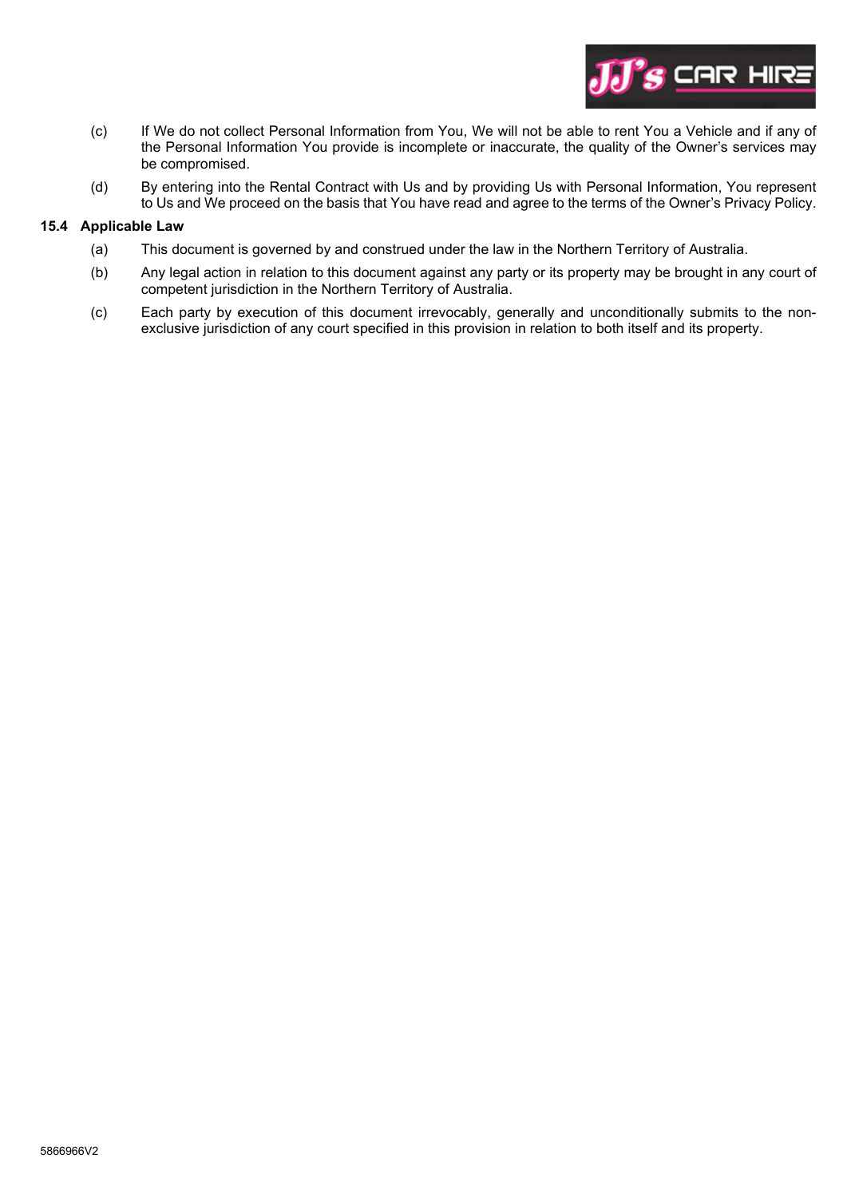(c) If We do not collect Personal Information from You, We will not be able to rent You a Vehicle and if any of the Personal Information You provide is incomplete or inaccurate, the quality of the Owner's services may be compromised.

(d) By entering into the Rental Contract with Us and by providing Us with Personal Information, You represent to Us and We proceed on the basis that You have read and agree to the terms of the Owner's Privacy Policy.

### 15.4 Applicable Law

(a) This document is governed by and construed under the law in the Northern Territory of Australia.

(b) Any legal action in relation to this document against any party or its property may be brought in any court of competent jurisdiction in the Northern Territory of Australia.

(c) Each party by execution of this document irrevocably, generally and unconditionally submits to the non-exclusive jurisdiction of any court specified in this provision in relation to both itself and its property.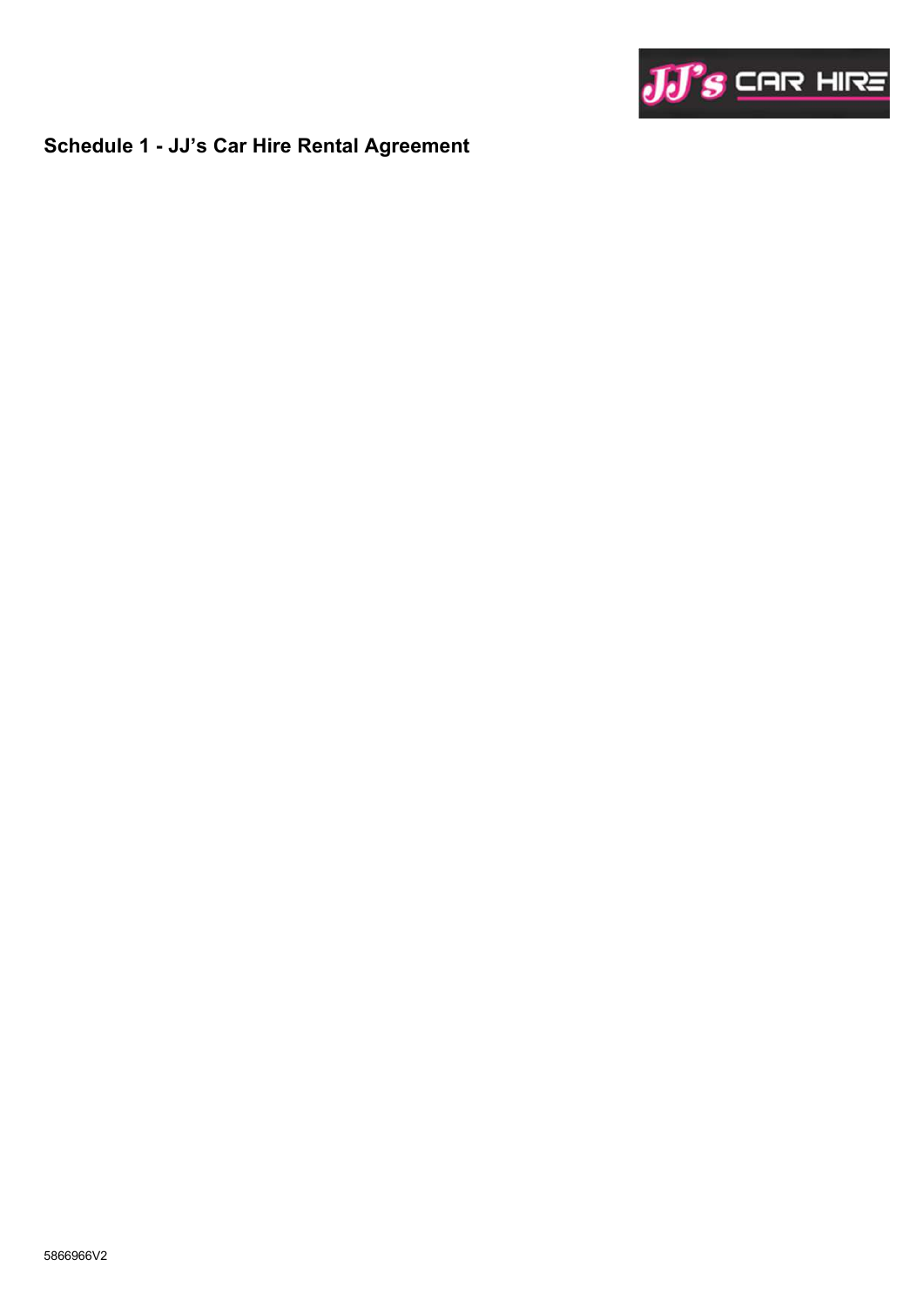## Schedule 1 - JJ's Car Hire Rental Agreement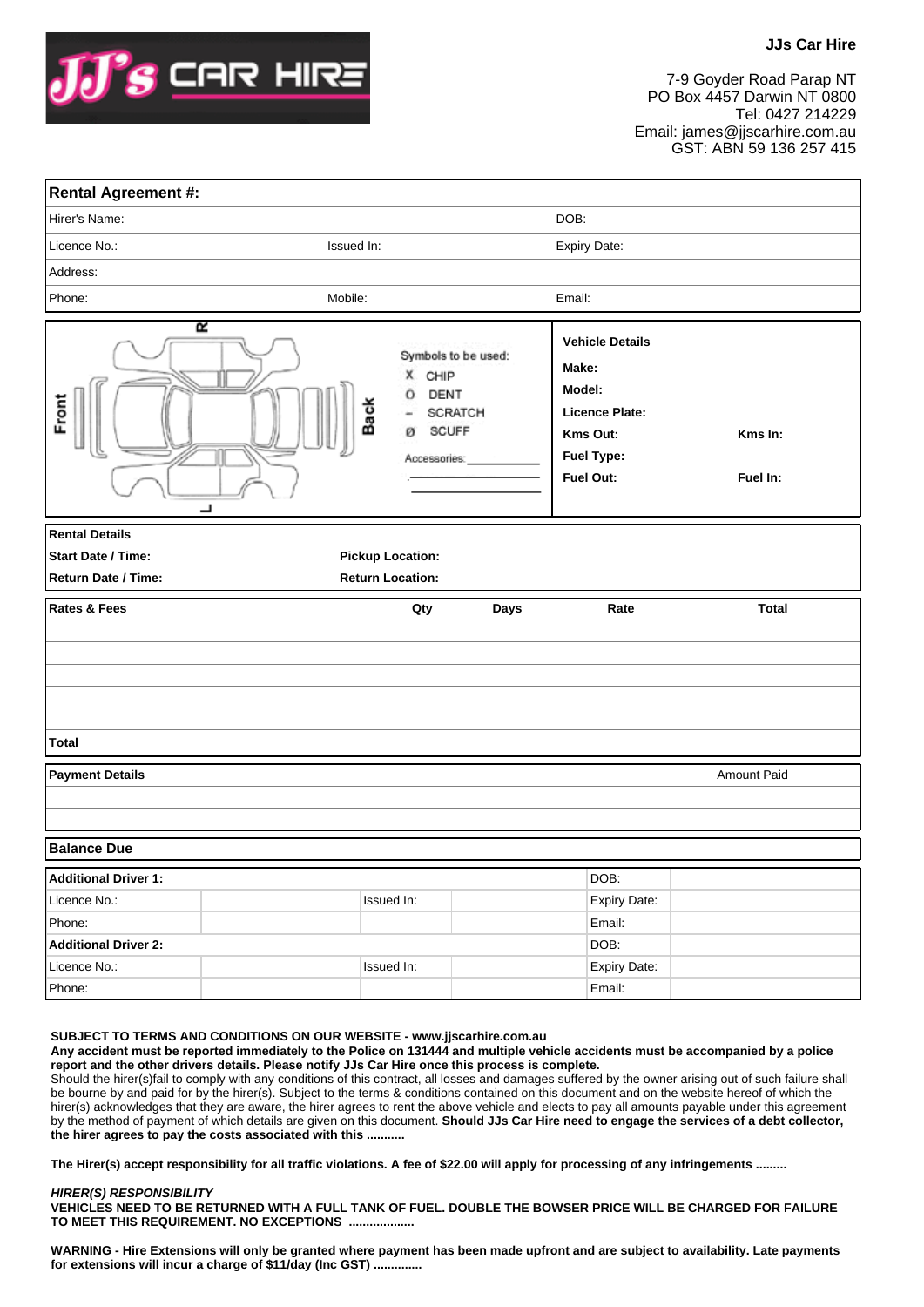**JJs Car Hire**

7-9 Goyder Road Parap NT
PO Box 4457 Darwin NT 0800
Tel: 0427 214229
Email: james@jjscarhire.com.au
GST: ABN 59 136 257 415

| **Rental Agreement #:** | | |
|---|---|---|
| Hirer's Name: | | DOB: |
| Licence No.: | Issued In: | Expiry Date: |
| Address: | | |
| Phone: | Mobile: | Email: |

Front | Back | R | L

Symbols to be used:
- X CHIP
- O DENT
- – SCRATCH
- Ø SCUFF

Accessories: ____________

| **Vehicle Details** | |
|---|---|
| **Make:** | |
| **Model:** | |
| **Licence Plate:** | |
| **Kms Out:** | **Kms In:** |
| **Fuel Type:** | |
| **Fuel Out:** | **Fuel In:** |

| **Rental Details** | |
|---|---|
| **Start Date / Time:** | **Pickup Location:** |
| **Return Date / Time:** | **Return Location:** |

| **Rates & Fees** | **Qty** | **Days** | **Rate** | **Total** |
|---|---|---|---|---|
| | | | | |
| | | | | |
| | | | | |
| | | | | |
| | | | | |
| **Total** | | | | |

| **Payment Details** | Amount Paid |
|---|---|
| | |
| | |

**Balance Due**

| **Additional Driver 1:** | | | | DOB: | |
|---|---|---|---|---|---|
| Licence No.: | | Issued In: | | Expiry Date: | |
| Phone: | | | | Email: | |
| **Additional Driver 2:** | | | | DOB: | |
| Licence No.: | | Issued In: | | Expiry Date: | |
| Phone: | | | | Email: | |

**SUBJECT TO TERMS AND CONDITIONS ON OUR WEBSITE - www.jjscarhire.com.au**

**Any accident must be reported immediately to the Police on 131444 and multiple vehicle accidents must be accompanied by a police report and the other drivers details. Please notify JJs Car Hire once this process is complete.**

Should the hirer(s)fail to comply with any conditions of this contract, all losses and damages suffered by the owner arising out of such failure shall be bourne by and paid for by the hirer(s). Subject to the terms & conditions contained on this document and on the website hereof of which the hirer(s) acknowledges that they are aware, the hirer agrees to rent the above vehicle and elects to pay all amounts payable under this agreement by the method of payment of which details are given on this document. **Should JJs Car Hire need to engage the services of a debt collector, the hirer agrees to pay the costs associated with this ...........**

**The Hirer(s) accept responsibility for all traffic violations. A fee of $22.00 will apply for processing of any infringements .........**

***HIRER(S) RESPONSIBILITY***

**VEHICLES NEED TO BE RETURNED WITH A FULL TANK OF FUEL. DOUBLE THE BOWSER PRICE WILL BE CHARGED FOR FAILURE TO MEET THIS REQUIREMENT. NO EXCEPTIONS ...................**

**WARNING - Hire Extensions will only be granted where payment has been made upfront and are subject to availability. Late payments for extensions will incur a charge of $11/day (Inc GST) .............**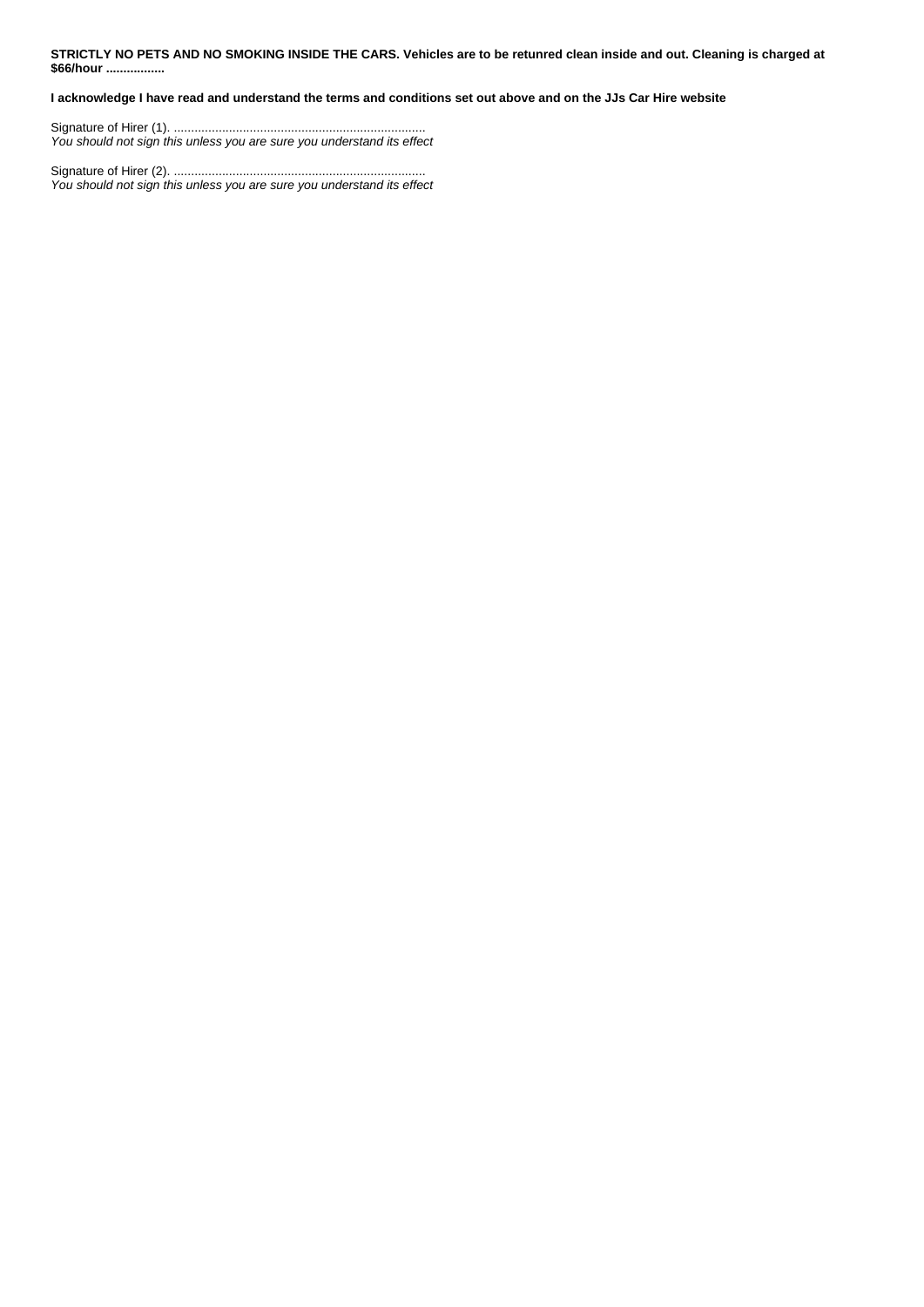**STRICTLY NO PETS AND NO SMOKING INSIDE THE CARS. Vehicles are to be retunred clean inside and out. Cleaning is charged at $66/hour .................**

**I acknowledge I have read and understand the terms and conditions set out above and on the JJs Car Hire website**

Signature of Hirer (1). ........................................................................
*You should not sign this unless you are sure you understand its effect*

Signature of Hirer (2). ........................................................................
*You should not sign this unless you are sure you understand its effect*